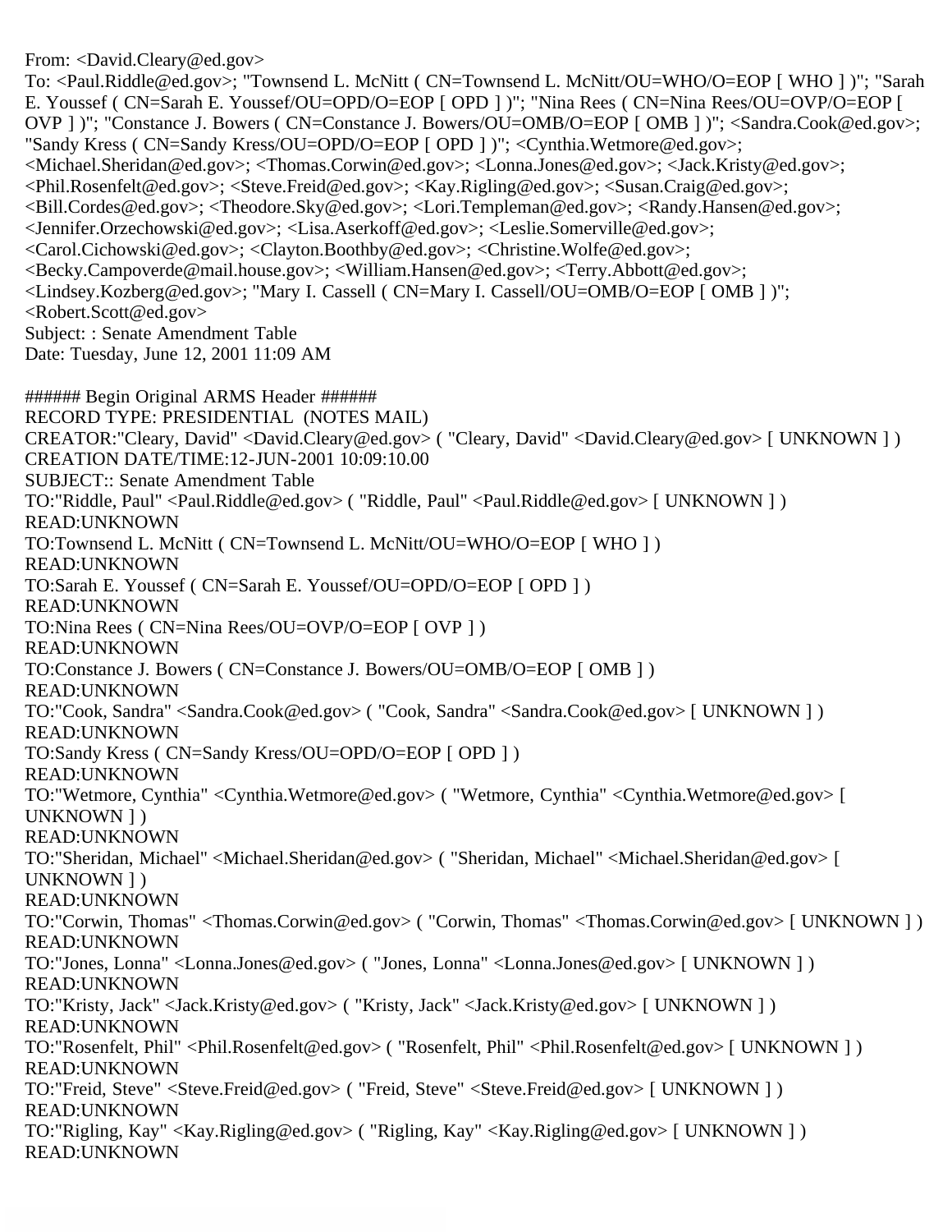From: <David.Cleary@ed.gov>
To: <Paul.Riddle@ed.gov>; "Townsend L. McNitt ( CN=Townsend L. McNitt/OU=WHO/O=EOP [ WHO ] )"; "Sarah E. Youssef ( CN=Sarah E. Youssef/OU=OPD/O=EOP [ OPD ] )"; "Nina Rees ( CN=Nina Rees/OU=OVP/O=EOP [ OVP ] )"; "Constance J. Bowers ( CN=Constance J. Bowers/OU=OMB/O=EOP [ OMB ] )"; <Sandra.Cook@ed.gov>; "Sandy Kress ( CN=Sandy Kress/OU=OPD/O=EOP [ OPD ] )"; <Cynthia.Wetmore@ed.gov>; <Michael.Sheridan@ed.gov>; <Thomas.Corwin@ed.gov>; <Lonna.Jones@ed.gov>; <Jack.Kristy@ed.gov>; <Phil.Rosenfelt@ed.gov>; <Steve.Freid@ed.gov>; <Kay.Rigling@ed.gov>; <Susan.Craig@ed.gov>; <Bill.Cordes@ed.gov>; <Theodore.Sky@ed.gov>; <Lori.Templeman@ed.gov>; <Randy.Hansen@ed.gov>; <Jennifer.Orzechowski@ed.gov>; <Lisa.Aserkoff@ed.gov>; <Leslie.Somerville@ed.gov>; <Carol.Cichowski@ed.gov>; <Clayton.Boothby@ed.gov>; <Christine.Wolfe@ed.gov>; <Becky.Campoverde@mail.house.gov>; <William.Hansen@ed.gov>; <Terry.Abbott@ed.gov>; <Lindsey.Kozberg@ed.gov>; "Mary I. Cassell ( CN=Mary I. Cassell/OU=OMB/O=EOP [ OMB ] )"; <Robert.Scott@ed.gov>
Subject: : Senate Amendment Table
Date: Tuesday, June 12, 2001 11:09 AM

###### Begin Original ARMS Header ######
RECORD TYPE: PRESIDENTIAL (NOTES MAIL)
CREATOR:"Cleary, David" <David.Cleary@ed.gov> ( "Cleary, David" <David.Cleary@ed.gov> [ UNKNOWN ] )
CREATION DATE/TIME:12-JUN-2001 10:09:10.00
SUBJECT:: Senate Amendment Table
TO:"Riddle, Paul" <Paul.Riddle@ed.gov> ( "Riddle, Paul" <Paul.Riddle@ed.gov> [ UNKNOWN ] )
READ:UNKNOWN
TO:Townsend L. McNitt ( CN=Townsend L. McNitt/OU=WHO/O=EOP [ WHO ] )
READ:UNKNOWN
TO:Sarah E. Youssef ( CN=Sarah E. Youssef/OU=OPD/O=EOP [ OPD ] )
READ:UNKNOWN
TO:Nina Rees ( CN=Nina Rees/OU=OVP/O=EOP [ OVP ] )
READ:UNKNOWN
TO:Constance J. Bowers ( CN=Constance J. Bowers/OU=OMB/O=EOP [ OMB ] )
READ:UNKNOWN
TO:"Cook, Sandra" <Sandra.Cook@ed.gov> ( "Cook, Sandra" <Sandra.Cook@ed.gov> [ UNKNOWN ] )
READ:UNKNOWN
TO:Sandy Kress ( CN=Sandy Kress/OU=OPD/O=EOP [ OPD ] )
READ:UNKNOWN
TO:"Wetmore, Cynthia" <Cynthia.Wetmore@ed.gov> ( "Wetmore, Cynthia" <Cynthia.Wetmore@ed.gov> [ UNKNOWN ] )
READ:UNKNOWN
TO:"Sheridan, Michael" <Michael.Sheridan@ed.gov> ( "Sheridan, Michael" <Michael.Sheridan@ed.gov> [ UNKNOWN ] )
READ:UNKNOWN
TO:"Corwin, Thomas" <Thomas.Corwin@ed.gov> ( "Corwin, Thomas" <Thomas.Corwin@ed.gov> [ UNKNOWN ] )
READ:UNKNOWN
TO:"Jones, Lonna" <Lonna.Jones@ed.gov> ( "Jones, Lonna" <Lonna.Jones@ed.gov> [ UNKNOWN ] )
READ:UNKNOWN
TO:"Kristy, Jack" <Jack.Kristy@ed.gov> ( "Kristy, Jack" <Jack.Kristy@ed.gov> [ UNKNOWN ] )
READ:UNKNOWN
TO:"Rosenfelt, Phil" <Phil.Rosenfelt@ed.gov> ( "Rosenfelt, Phil" <Phil.Rosenfelt@ed.gov> [ UNKNOWN ] )
READ:UNKNOWN
TO:"Freid, Steve" <Steve.Freid@ed.gov> ( "Freid, Steve" <Steve.Freid@ed.gov> [ UNKNOWN ] )
READ:UNKNOWN
TO:"Rigling, Kay" <Kay.Rigling@ed.gov> ( "Rigling, Kay" <Kay.Rigling@ed.gov> [ UNKNOWN ] )
READ:UNKNOWN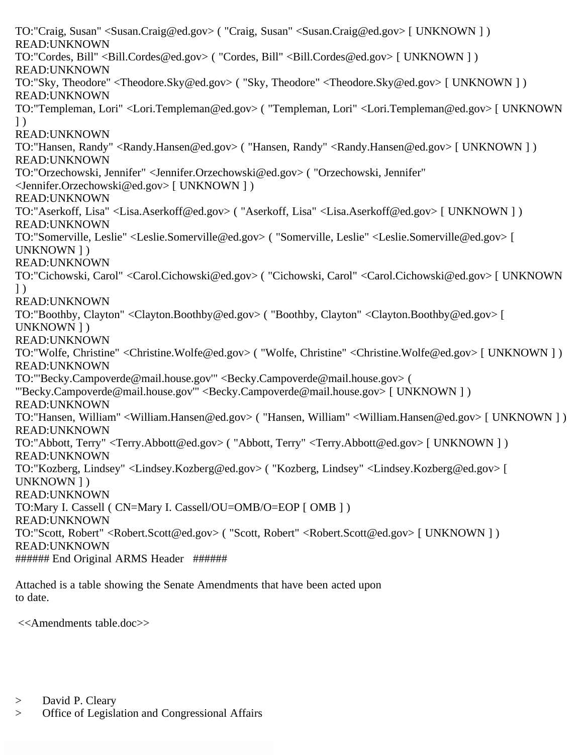TO:"Craig, Susan" <Susan.Craig@ed.gov> ( "Craig, Susan" <Susan.Craig@ed.gov> [ UNKNOWN ] )
READ:UNKNOWN
TO:"Cordes, Bill" <Bill.Cordes@ed.gov> ( "Cordes, Bill" <Bill.Cordes@ed.gov> [ UNKNOWN ] )
READ:UNKNOWN
TO:"Sky, Theodore" <Theodore.Sky@ed.gov> ( "Sky, Theodore" <Theodore.Sky@ed.gov> [ UNKNOWN ] )
READ:UNKNOWN
TO:"Templeman, Lori" <Lori.Templeman@ed.gov> ( "Templeman, Lori" <Lori.Templeman@ed.gov> [ UNKNOWN ] )
READ:UNKNOWN
TO:"Hansen, Randy" <Randy.Hansen@ed.gov> ( "Hansen, Randy" <Randy.Hansen@ed.gov> [ UNKNOWN ] )
READ:UNKNOWN
TO:"Orzechowski, Jennifer" <Jennifer.Orzechowski@ed.gov> ( "Orzechowski, Jennifer" <Jennifer.Orzechowski@ed.gov> [ UNKNOWN ] )
READ:UNKNOWN
TO:"Aserkoff, Lisa" <Lisa.Aserkoff@ed.gov> ( "Aserkoff, Lisa" <Lisa.Aserkoff@ed.gov> [ UNKNOWN ] )
READ:UNKNOWN
TO:"Somerville, Leslie" <Leslie.Somerville@ed.gov> ( "Somerville, Leslie" <Leslie.Somerville@ed.gov> [ UNKNOWN ] )
READ:UNKNOWN
TO:"Cichowski, Carol" <Carol.Cichowski@ed.gov> ( "Cichowski, Carol" <Carol.Cichowski@ed.gov> [ UNKNOWN ] )
READ:UNKNOWN
TO:"Boothby, Clayton" <Clayton.Boothby@ed.gov> ( "Boothby, Clayton" <Clayton.Boothby@ed.gov> [ UNKNOWN ] )
READ:UNKNOWN
TO:"Wolfe, Christine" <Christine.Wolfe@ed.gov> ( "Wolfe, Christine" <Christine.Wolfe@ed.gov> [ UNKNOWN ] )
READ:UNKNOWN
TO:"'Becky.Campoverde@mail.house.gov'" <Becky.Campoverde@mail.house.gov> ( "'Becky.Campoverde@mail.house.gov'" <Becky.Campoverde@mail.house.gov> [ UNKNOWN ] )
READ:UNKNOWN
TO:"Hansen, William" <William.Hansen@ed.gov> ( "Hansen, William" <William.Hansen@ed.gov> [ UNKNOWN ] )
READ:UNKNOWN
TO:"Abbott, Terry" <Terry.Abbott@ed.gov> ( "Abbott, Terry" <Terry.Abbott@ed.gov> [ UNKNOWN ] )
READ:UNKNOWN
TO:"Kozberg, Lindsey" <Lindsey.Kozberg@ed.gov> ( "Kozberg, Lindsey" <Lindsey.Kozberg@ed.gov> [ UNKNOWN ] )
READ:UNKNOWN
TO:Mary I. Cassell ( CN=Mary I. Cassell/OU=OMB/O=EOP [ OMB ] )
READ:UNKNOWN
TO:"Scott, Robert" <Robert.Scott@ed.gov> ( "Scott, Robert" <Robert.Scott@ed.gov> [ UNKNOWN ] )
READ:UNKNOWN
###### End Original ARMS Header ######

Attached is a table showing the Senate Amendments that have been acted upon
to date.

<<Amendments table.doc>>

> David P. Cleary
> Office of Legislation and Congressional Affairs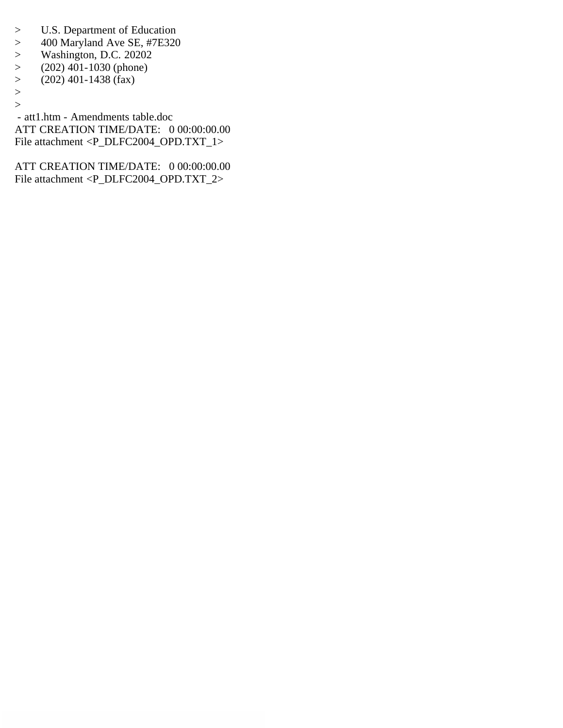> U.S. Department of Education
> 400 Maryland Ave SE, #7E320
> Washington, D.C. 20202
> (202) 401-1030 (phone)
> (202) 401-1438 (fax)
>
>

- att1.htm - Amendments table.doc

ATT CREATION TIME/DATE: 0 00:00:00.00
File attachment <P_DLFC2004_OPD.TXT_1>

ATT CREATION TIME/DATE: 0 00:00:00.00
File attachment <P_DLFC2004_OPD.TXT_2>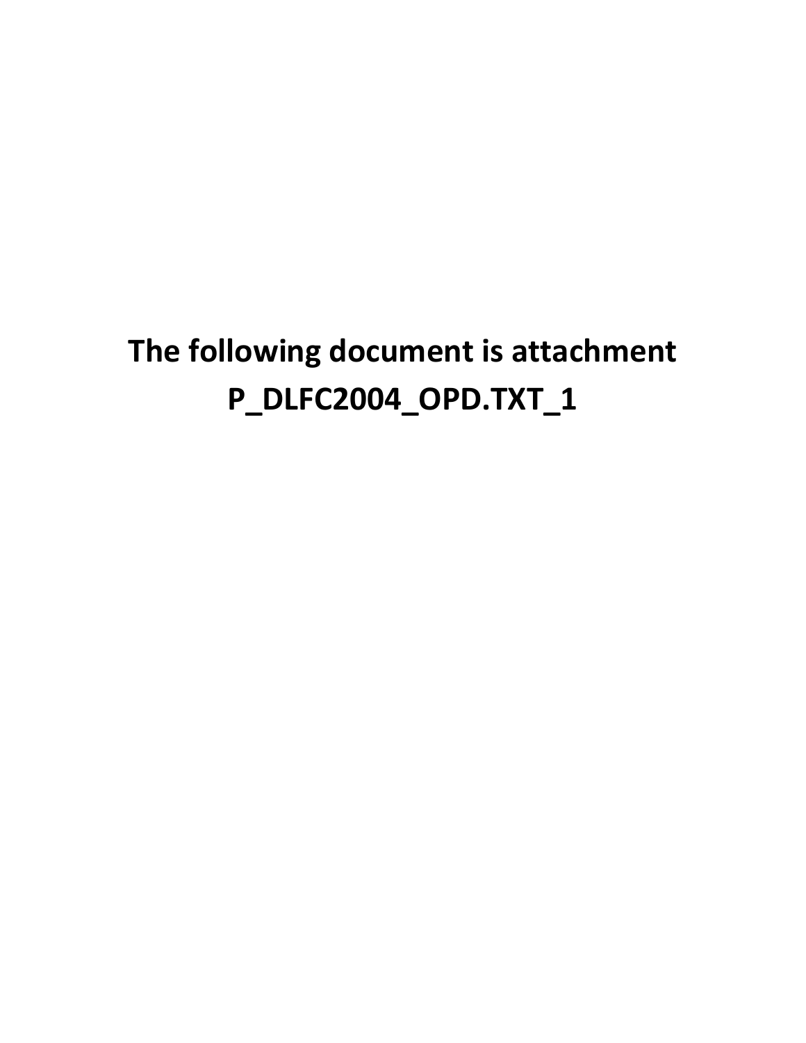**The following document is attachment P_DLFC2004_OPD.TXT_1**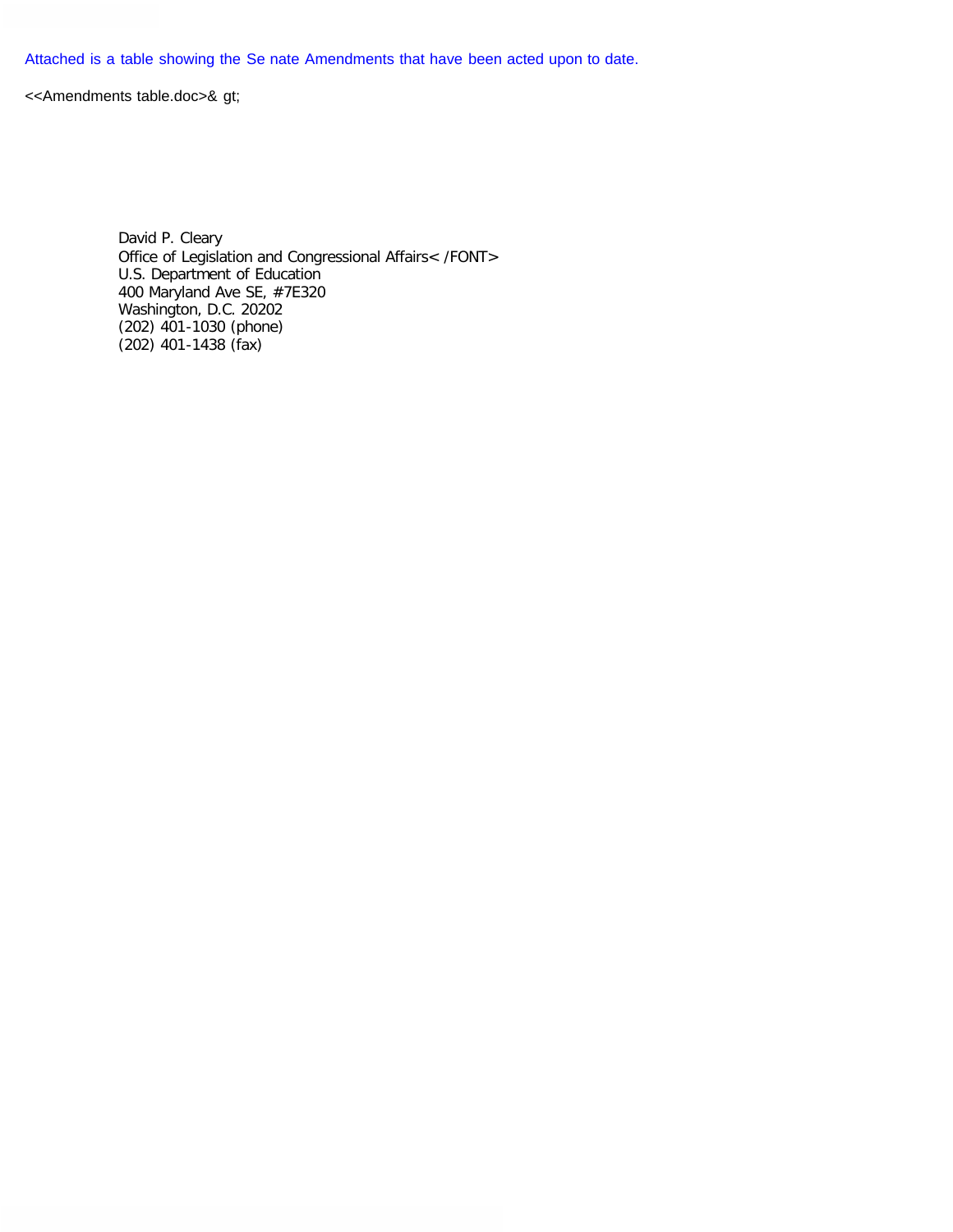Attached is a table showing the Se nate Amendments that have been acted upon to date.

<<Amendments table.doc>& gt;

David P. Cleary
Office of Legislation and Congressional Affairs< /FONT>
U.S. Department of Education
400 Maryland Ave SE, #7E320
Washington, D.C. 20202
(202) 401-1030 (phone)
(202) 401-1438 (fax)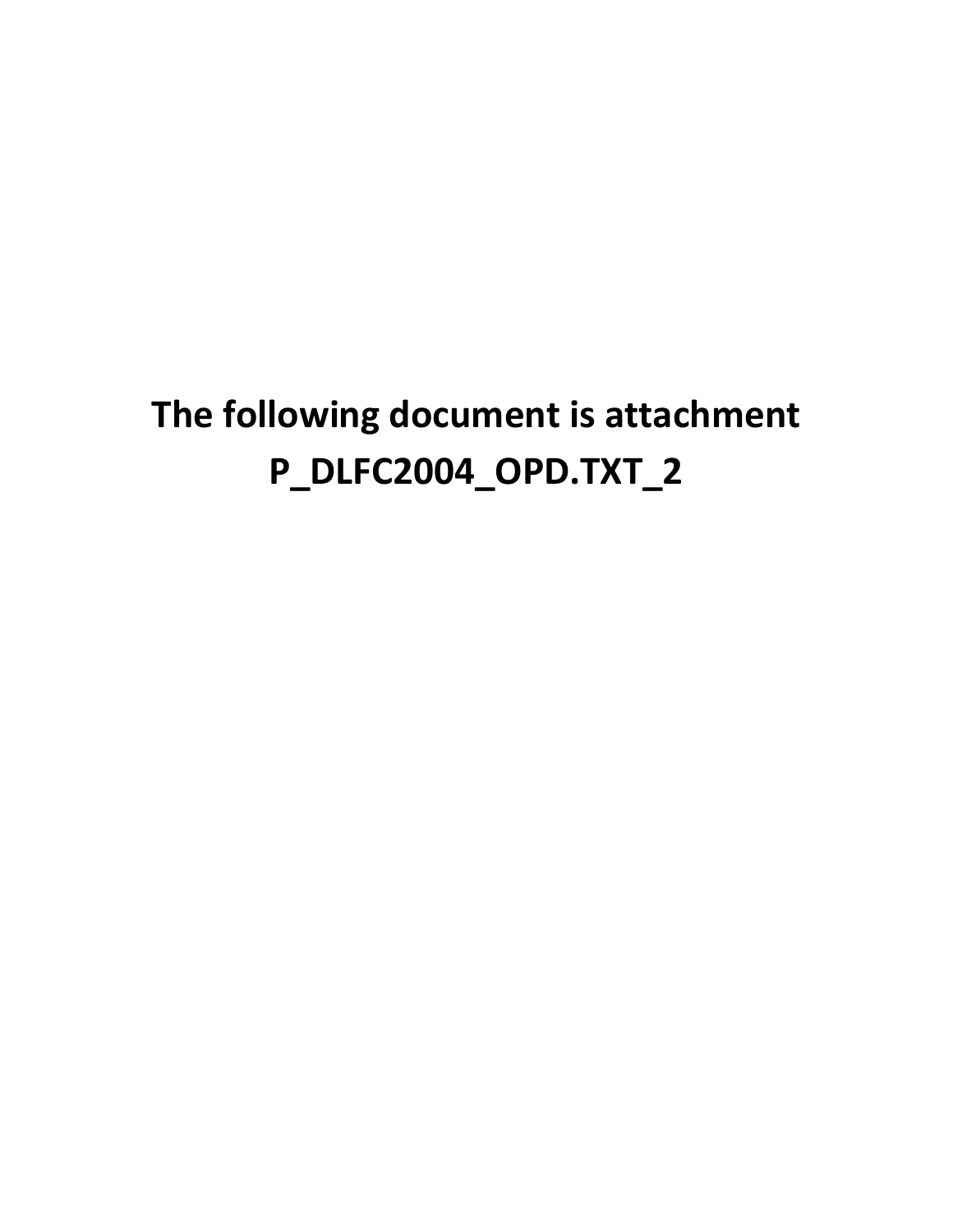**The following document is attachment P_DLFC2004_OPD.TXT_2**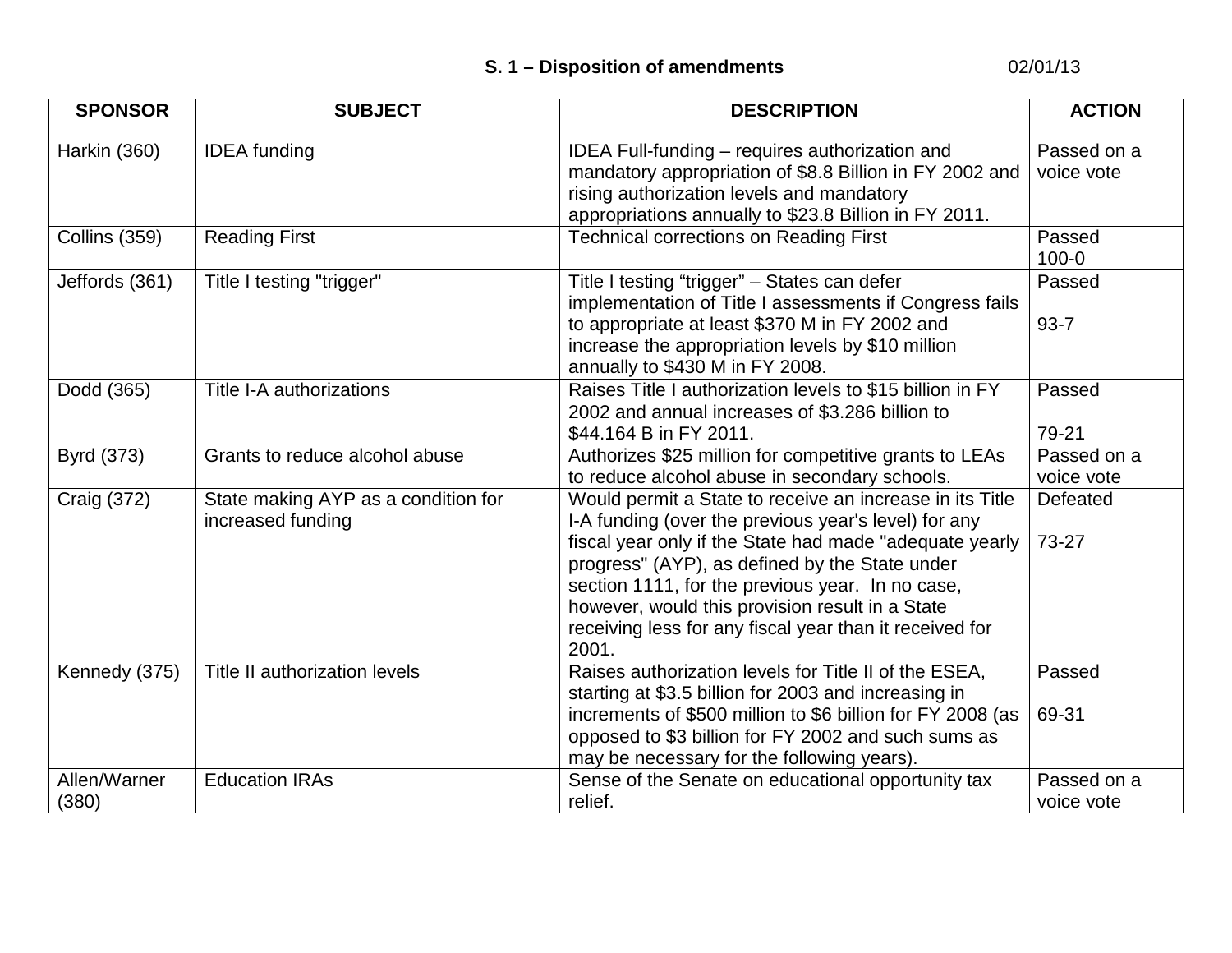**S. 1 – Disposition of amendments** 02/01/13

| SPONSOR | SUBJECT | DESCRIPTION | ACTION |
|---|---|---|---|
| Harkin (360) | IDEA funding | IDEA Full-funding – requires authorization and mandatory appropriation of $8.8 Billion in FY 2002 and rising authorization levels and mandatory appropriations annually to $23.8 Billion in FY 2011. | Passed on a voice vote |
| Collins (359) | Reading First | Technical corrections on Reading First | Passed 100-0 |
| Jeffords (361) | Title I testing "trigger" | Title I testing "trigger" – States can defer implementation of Title I assessments if Congress fails to appropriate at least $370 M in FY 2002 and increase the appropriation levels by $10 million annually to $430 M in FY 2008. | Passed 93-7 |
| Dodd (365) | Title I-A authorizations | Raises Title I authorization levels to $15 billion in FY 2002 and annual increases of $3.286 billion to $44.164 B in FY 2011. | Passed 79-21 |
| Byrd (373) | Grants to reduce alcohol abuse | Authorizes $25 million for competitive grants to LEAs to reduce alcohol abuse in secondary schools. | Passed on a voice vote |
| Craig (372) | State making AYP as a condition for increased funding | Would permit a State to receive an increase in its Title I-A funding (over the previous year's level) for any fiscal year only if the State had made "adequate yearly progress" (AYP), as defined by the State under section 1111, for the previous year. In no case, however, would this provision result in a State receiving less for any fiscal year than it received for 2001. | Defeated 73-27 |
| Kennedy (375) | Title II authorization levels | Raises authorization levels for Title II of the ESEA, starting at $3.5 billion for 2003 and increasing in increments of $500 million to $6 billion for FY 2008 (as opposed to $3 billion for FY 2002 and such sums as may be necessary for the following years). | Passed 69-31 |
| Allen/Warner (380) | Education IRAs | Sense of the Senate on educational opportunity tax relief. | Passed on a voice vote |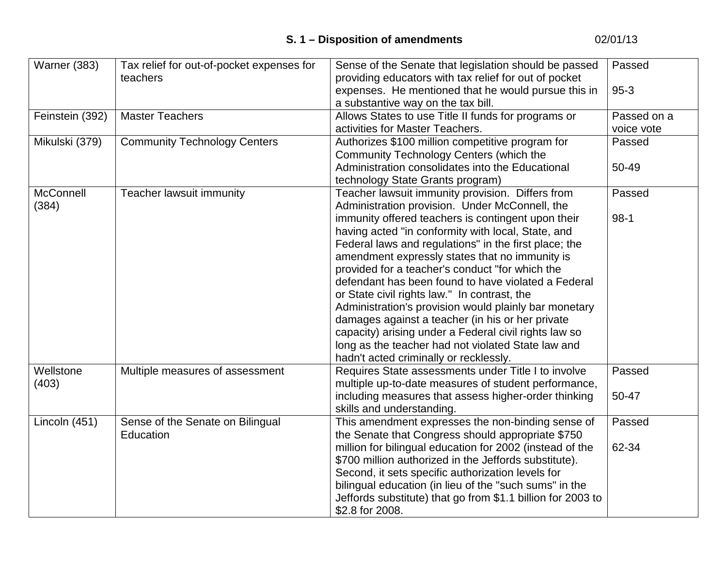**S. 1 – Disposition of amendments** 02/01/13

| | | | |
|---|---|---|---|
| Warner (383) | Tax relief for out-of-pocket expenses for teachers | Sense of the Senate that legislation should be passed providing educators with tax relief for out of pocket expenses. He mentioned that he would pursue this in a substantive way on the tax bill. | Passed<br><br>95-3 |
| Feinstein (392) | Master Teachers | Allows States to use Title II funds for programs or activities for Master Teachers. | Passed on a voice vote |
| Mikulski (379) | Community Technology Centers | Authorizes $100 million competitive program for Community Technology Centers (which the Administration consolidates into the Educational technology State Grants program) | Passed<br><br>50-49 |
| McConnell (384) | Teacher lawsuit immunity | Teacher lawsuit immunity provision. Differs from Administration provision. Under McConnell, the immunity offered teachers is contingent upon their having acted "in conformity with local, State, and Federal laws and regulations" in the first place; the amendment expressly states that no immunity is provided for a teacher's conduct "for which the defendant has been found to have violated a Federal or State civil rights law." In contrast, the Administration's provision would plainly bar monetary damages against a teacher (in his or her private capacity) arising under a Federal civil rights law so long as the teacher had not violated State law and hadn't acted criminally or recklessly. | Passed<br><br>98-1 |
| Wellstone (403) | Multiple measures of assessment | Requires State assessments under Title I to involve multiple up-to-date measures of student performance, including measures that assess higher-order thinking skills and understanding. | Passed<br><br>50-47 |
| Lincoln (451) | Sense of the Senate on Bilingual Education | This amendment expresses the non-binding sense of the Senate that Congress should appropriate $750 million for bilingual education for 2002 (instead of the $700 million authorized in the Jeffords substitute). Second, it sets specific authorization levels for bilingual education (in lieu of the "such sums" in the Jeffords substitute) that go from $1.1 billion for 2003 to $2.8 for 2008. | Passed<br><br>62-34 |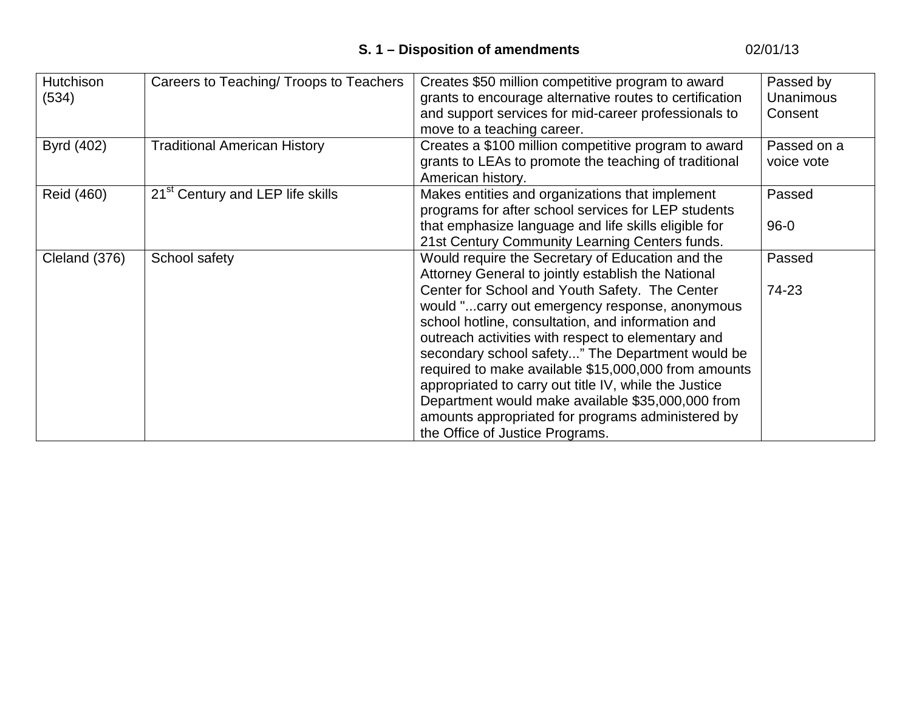**S. 1 – Disposition of amendments** 02/01/13

| | | | |
|---|---|---|---|
| Hutchison (534) | Careers to Teaching/ Troops to Teachers | Creates $50 million competitive program to award grants to encourage alternative routes to certification and support services for mid-career professionals to move to a teaching career. | Passed by Unanimous Consent |
| Byrd (402) | Traditional American History | Creates a $100 million competitive program to award grants to LEAs to promote the teaching of traditional American history. | Passed on a voice vote |
| Reid (460) | 21st Century and LEP life skills | Makes entities and organizations that implement programs for after school services for LEP students that emphasize language and life skills eligible for 21st Century Community Learning Centers funds. | Passed<br><br>96-0 |
| Cleland (376) | School safety | Would require the Secretary of Education and the Attorney General to jointly establish the National Center for School and Youth Safety. The Center would "...carry out emergency response, anonymous school hotline, consultation, and information and outreach activities with respect to elementary and secondary school safety..." The Department would be required to make available $15,000,000 from amounts appropriated to carry out title IV, while the Justice Department would make available $35,000,000 from amounts appropriated for programs administered by the Office of Justice Programs. | Passed<br><br>74-23 |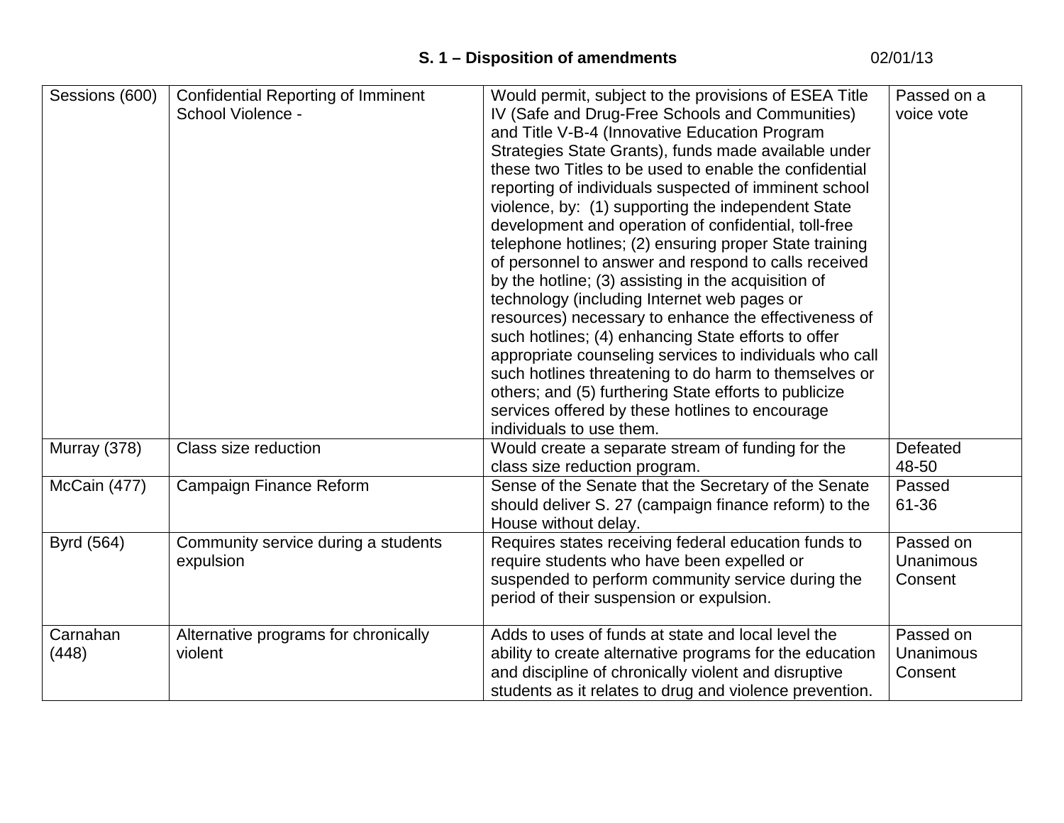**S. 1 – Disposition of amendments** 02/01/13

| | | | |
|---|---|---|---|
| Sessions (600) | Confidential Reporting of Imminent School Violence - | Would permit, subject to the provisions of ESEA Title IV (Safe and Drug-Free Schools and Communities) and Title V-B-4 (Innovative Education Program Strategies State Grants), funds made available under these two Titles to be used to enable the confidential reporting of individuals suspected of imminent school violence, by: (1) supporting the independent State development and operation of confidential, toll-free telephone hotlines; (2) ensuring proper State training of personnel to answer and respond to calls received by the hotline; (3) assisting in the acquisition of technology (including Internet web pages or resources) necessary to enhance the effectiveness of such hotlines; (4) enhancing State efforts to offer appropriate counseling services to individuals who call such hotlines threatening to do harm to themselves or others; and (5) furthering State efforts to publicize services offered by these hotlines to encourage individuals to use them. | Passed on a voice vote |
| Murray (378) | Class size reduction | Would create a separate stream of funding for the class size reduction program. | Defeated 48-50 |
| McCain (477) | Campaign Finance Reform | Sense of the Senate that the Secretary of the Senate should deliver S. 27 (campaign finance reform) to the House without delay. | Passed 61-36 |
| Byrd (564) | Community service during a students expulsion | Requires states receiving federal education funds to require students who have been expelled or suspended to perform community service during the period of their suspension or expulsion. | Passed on Unanimous Consent |
| Carnahan (448) | Alternative programs for chronically violent | Adds to uses of funds at state and local level the ability to create alternative programs for the education and discipline of chronically violent and disruptive students as it relates to drug and violence prevention. | Passed on Unanimous Consent |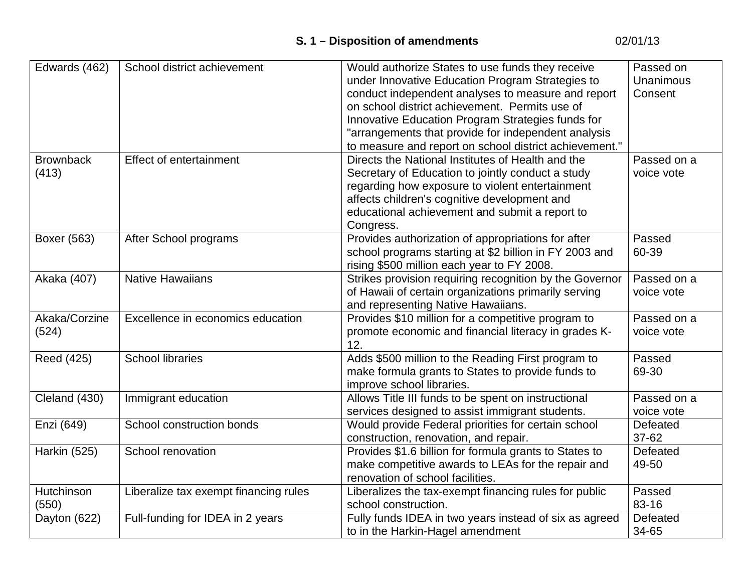**S. 1 – Disposition of amendments** 02/01/13

| | | | |
|---|---|---|---|
| Edwards (462) | School district achievement | Would authorize States to use funds they receive under Innovative Education Program Strategies to conduct independent analyses to measure and report on school district achievement. Permits use of Innovative Education Program Strategies funds for "arrangements that provide for independent analysis to measure and report on school district achievement." | Passed on Unanimous Consent |
| Brownback (413) | Effect of entertainment | Directs the National Institutes of Health and the Secretary of Education to jointly conduct a study regarding how exposure to violent entertainment affects children's cognitive development and educational achievement and submit a report to Congress. | Passed on a voice vote |
| Boxer (563) | After School programs | Provides authorization of appropriations for after school programs starting at $2 billion in FY 2003 and rising $500 million each year to FY 2008. | Passed 60-39 |
| Akaka (407) | Native Hawaiians | Strikes provision requiring recognition by the Governor of Hawaii of certain organizations primarily serving and representing Native Hawaiians. | Passed on a voice vote |
| Akaka/Corzine (524) | Excellence in economics education | Provides $10 million for a competitive program to promote economic and financial literacy in grades K-12. | Passed on a voice vote |
| Reed (425) | School libraries | Adds $500 million to the Reading First program to make formula grants to States to provide funds to improve school libraries. | Passed 69-30 |
| Cleland (430) | Immigrant education | Allows Title III funds to be spent on instructional services designed to assist immigrant students. | Passed on a voice vote |
| Enzi (649) | School construction bonds | Would provide Federal priorities for certain school construction, renovation, and repair. | Defeated 37-62 |
| Harkin (525) | School renovation | Provides $1.6 billion for formula grants to States to make competitive awards to LEAs for the repair and renovation of school facilities. | Defeated 49-50 |
| Hutchinson (550) | Liberalize tax exempt financing rules | Liberalizes the tax-exempt financing rules for public school construction. | Passed 83-16 |
| Dayton (622) | Full-funding for IDEA in 2 years | Fully funds IDEA in two years instead of six as agreed to in the Harkin-Hagel amendment | Defeated 34-65 |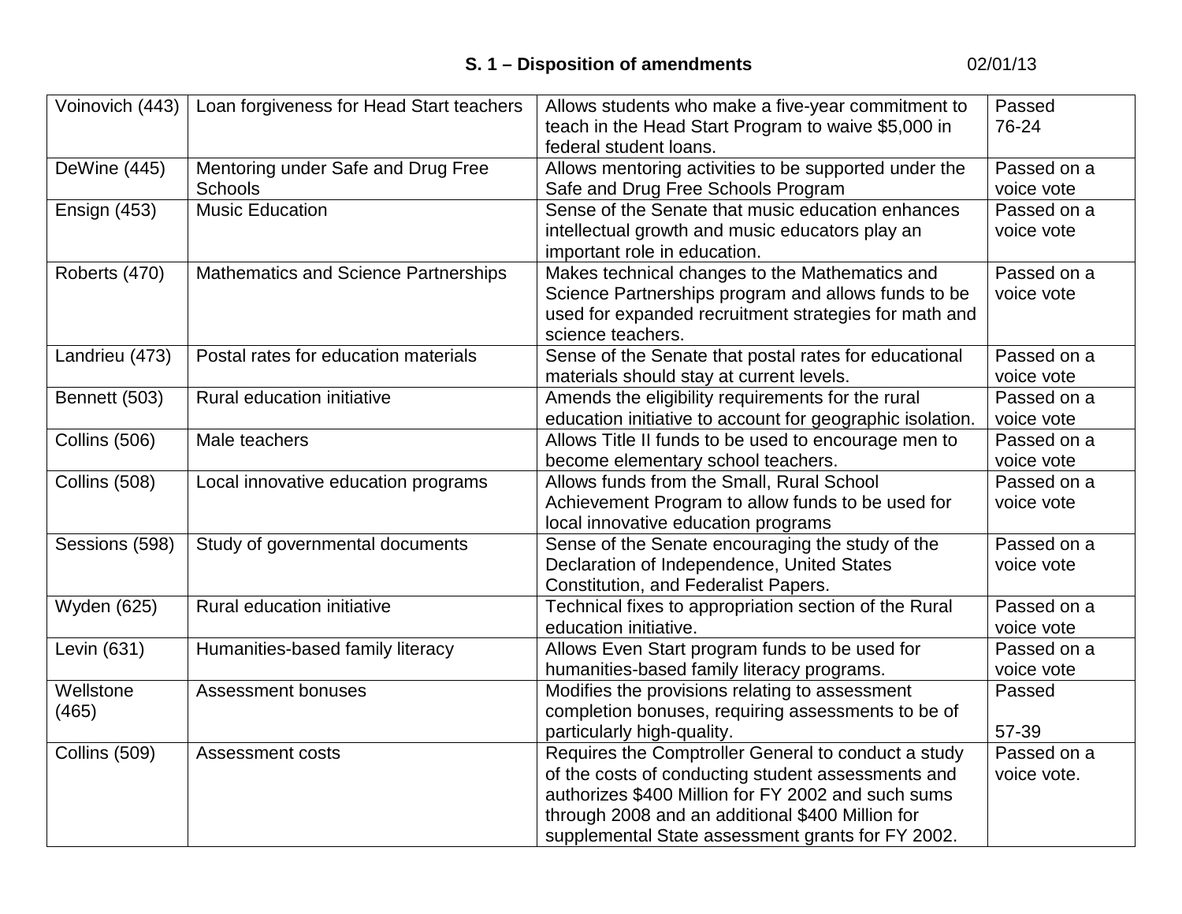**S. 1 – Disposition of amendments** 02/01/13

| | | | |
|---|---|---|---|
| Voinovich (443) | Loan forgiveness for Head Start teachers | Allows students who make a five-year commitment to teach in the Head Start Program to waive $5,000 in federal student loans. | Passed 76-24 |
| DeWine (445) | Mentoring under Safe and Drug Free Schools | Allows mentoring activities to be supported under the Safe and Drug Free Schools Program | Passed on a voice vote |
| Ensign (453) | Music Education | Sense of the Senate that music education enhances intellectual growth and music educators play an important role in education. | Passed on a voice vote |
| Roberts (470) | Mathematics and Science Partnerships | Makes technical changes to the Mathematics and Science Partnerships program and allows funds to be used for expanded recruitment strategies for math and science teachers. | Passed on a voice vote |
| Landrieu (473) | Postal rates for education materials | Sense of the Senate that postal rates for educational materials should stay at current levels. | Passed on a voice vote |
| Bennett (503) | Rural education initiative | Amends the eligibility requirements for the rural education initiative to account for geographic isolation. | Passed on a voice vote |
| Collins (506) | Male teachers | Allows Title II funds to be used to encourage men to become elementary school teachers. | Passed on a voice vote |
| Collins (508) | Local innovative education programs | Allows funds from the Small, Rural School Achievement Program to allow funds to be used for local innovative education programs | Passed on a voice vote |
| Sessions (598) | Study of governmental documents | Sense of the Senate encouraging the study of the Declaration of Independence, United States Constitution, and Federalist Papers. | Passed on a voice vote |
| Wyden (625) | Rural education initiative | Technical fixes to appropriation section of the Rural education initiative. | Passed on a voice vote |
| Levin (631) | Humanities-based family literacy | Allows Even Start program funds to be used for humanities-based family literacy programs. | Passed on a voice vote |
| Wellstone (465) | Assessment bonuses | Modifies the provisions relating to assessment completion bonuses, requiring assessments to be of particularly high-quality. | Passed 57-39 |
| Collins (509) | Assessment costs | Requires the Comptroller General to conduct a study of the costs of conducting student assessments and authorizes $400 Million for FY 2002 and such sums through 2008 and an additional $400 Million for supplemental State assessment grants for FY 2002. | Passed on a voice vote. |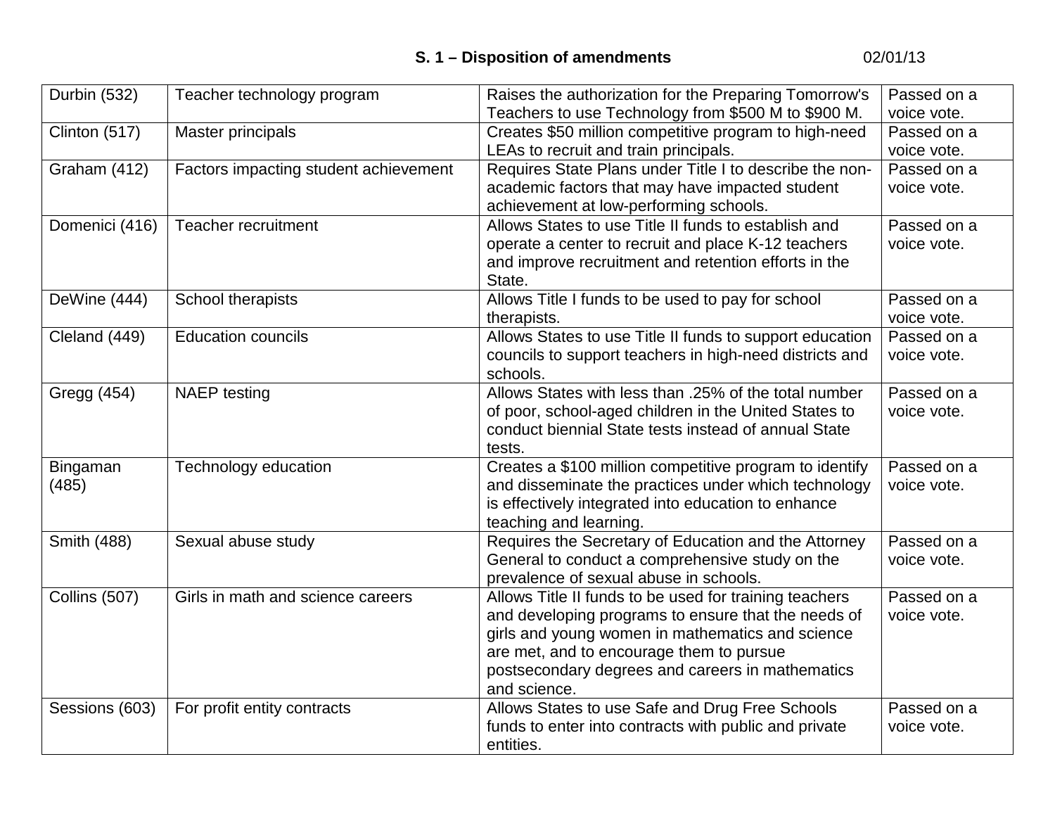**S. 1 – Disposition of amendments** 02/01/13

| | | | |
|---|---|---|---|
| Durbin (532) | Teacher technology program | Raises the authorization for the Preparing Tomorrow's Teachers to use Technology from $500 M to $900 M. | Passed on a voice vote. |
| Clinton (517) | Master principals | Creates $50 million competitive program to high-need LEAs to recruit and train principals. | Passed on a voice vote. |
| Graham (412) | Factors impacting student achievement | Requires State Plans under Title I to describe the non-academic factors that may have impacted student achievement at low-performing schools. | Passed on a voice vote. |
| Domenici (416) | Teacher recruitment | Allows States to use Title II funds to establish and operate a center to recruit and place K-12 teachers and improve recruitment and retention efforts in the State. | Passed on a voice vote. |
| DeWine (444) | School therapists | Allows Title I funds to be used to pay for school therapists. | Passed on a voice vote. |
| Cleland (449) | Education councils | Allows States to use Title II funds to support education councils to support teachers in high-need districts and schools. | Passed on a voice vote. |
| Gregg (454) | NAEP testing | Allows States with less than .25% of the total number of poor, school-aged children in the United States to conduct biennial State tests instead of annual State tests. | Passed on a voice vote. |
| Bingaman (485) | Technology education | Creates a $100 million competitive program to identify and disseminate the practices under which technology is effectively integrated into education to enhance teaching and learning. | Passed on a voice vote. |
| Smith (488) | Sexual abuse study | Requires the Secretary of Education and the Attorney General to conduct a comprehensive study on the prevalence of sexual abuse in schools. | Passed on a voice vote. |
| Collins (507) | Girls in math and science careers | Allows Title II funds to be used for training teachers and developing programs to ensure that the needs of girls and young women in mathematics and science are met, and to encourage them to pursue postsecondary degrees and careers in mathematics and science. | Passed on a voice vote. |
| Sessions (603) | For profit entity contracts | Allows States to use Safe and Drug Free Schools funds to enter into contracts with public and private entities. | Passed on a voice vote. |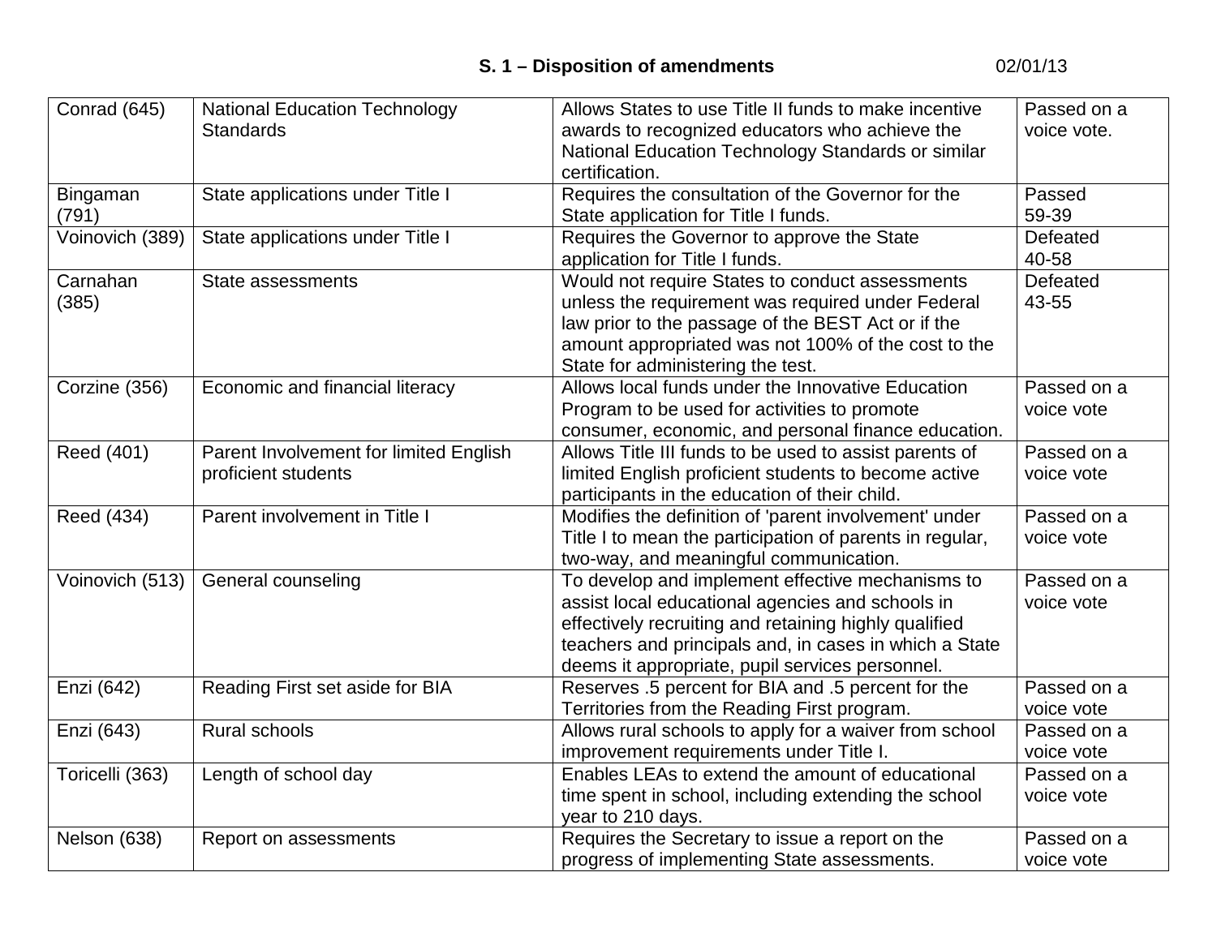**S. 1 – Disposition of amendments** 02/01/13

| | | | |
|---|---|---|---|
| Conrad (645) | National Education Technology Standards | Allows States to use Title II funds to make incentive awards to recognized educators who achieve the National Education Technology Standards or similar certification. | Passed on a voice vote. |
| Bingaman (791) | State applications under Title I | Requires the consultation of the Governor for the State application for Title I funds. | Passed 59-39 |
| Voinovich (389) | State applications under Title I | Requires the Governor to approve the State application for Title I funds. | Defeated 40-58 |
| Carnahan (385) | State assessments | Would not require States to conduct assessments unless the requirement was required under Federal law prior to the passage of the BEST Act or if the amount appropriated was not 100% of the cost to the State for administering the test. | Defeated 43-55 |
| Corzine (356) | Economic and financial literacy | Allows local funds under the Innovative Education Program to be used for activities to promote consumer, economic, and personal finance education. | Passed on a voice vote |
| Reed (401) | Parent Involvement for limited English proficient students | Allows Title III funds to be used to assist parents of limited English proficient students to become active participants in the education of their child. | Passed on a voice vote |
| Reed (434) | Parent involvement in Title I | Modifies the definition of 'parent involvement' under Title I to mean the participation of parents in regular, two-way, and meaningful communication. | Passed on a voice vote |
| Voinovich (513) | General counseling | To develop and implement effective mechanisms to assist local educational agencies and schools in effectively recruiting and retaining highly qualified teachers and principals and, in cases in which a State deems it appropriate, pupil services personnel. | Passed on a voice vote |
| Enzi (642) | Reading First set aside for BIA | Reserves .5 percent for BIA and .5 percent for the Territories from the Reading First program. | Passed on a voice vote |
| Enzi (643) | Rural schools | Allows rural schools to apply for a waiver from school improvement requirements under Title I. | Passed on a voice vote |
| Toricelli (363) | Length of school day | Enables LEAs to extend the amount of educational time spent in school, including extending the school year to 210 days. | Passed on a voice vote |
| Nelson (638) | Report on assessments | Requires the Secretary to issue a report on the progress of implementing State assessments. | Passed on a voice vote |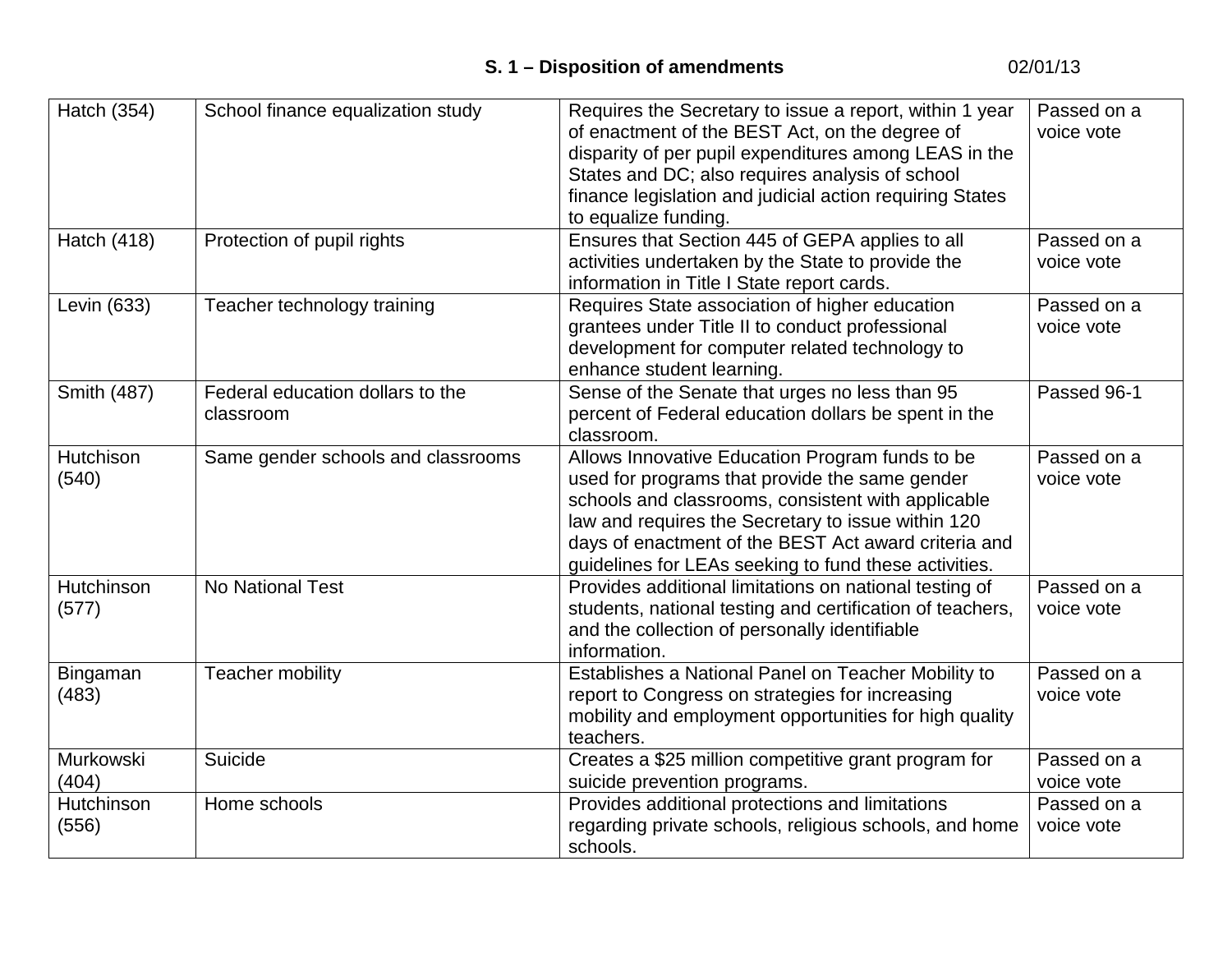**S. 1 – Disposition of amendments** 02/01/13

| | | | |
|---|---|---|---|
| Hatch (354) | School finance equalization study | Requires the Secretary to issue a report, within 1 year of enactment of the BEST Act, on the degree of disparity of per pupil expenditures among LEAS in the States and DC; also requires analysis of school finance legislation and judicial action requiring States to equalize funding. | Passed on a voice vote |
| Hatch (418) | Protection of pupil rights | Ensures that Section 445 of GEPA applies to all activities undertaken by the State to provide the information in Title I State report cards. | Passed on a voice vote |
| Levin (633) | Teacher technology training | Requires State association of higher education grantees under Title II to conduct professional development for computer related technology to enhance student learning. | Passed on a voice vote |
| Smith (487) | Federal education dollars to the classroom | Sense of the Senate that urges no less than 95 percent of Federal education dollars be spent in the classroom. | Passed 96-1 |
| Hutchison (540) | Same gender schools and classrooms | Allows Innovative Education Program funds to be used for programs that provide the same gender schools and classrooms, consistent with applicable law and requires the Secretary to issue within 120 days of enactment of the BEST Act award criteria and guidelines for LEAs seeking to fund these activities. | Passed on a voice vote |
| Hutchinson (577) | No National Test | Provides additional limitations on national testing of students, national testing and certification of teachers, and the collection of personally identifiable information. | Passed on a voice vote |
| Bingaman (483) | Teacher mobility | Establishes a National Panel on Teacher Mobility to report to Congress on strategies for increasing mobility and employment opportunities for high quality teachers. | Passed on a voice vote |
| Murkowski (404) | Suicide | Creates a $25 million competitive grant program for suicide prevention programs. | Passed on a voice vote |
| Hutchinson (556) | Home schools | Provides additional protections and limitations regarding private schools, religious schools, and home schools. | Passed on a voice vote |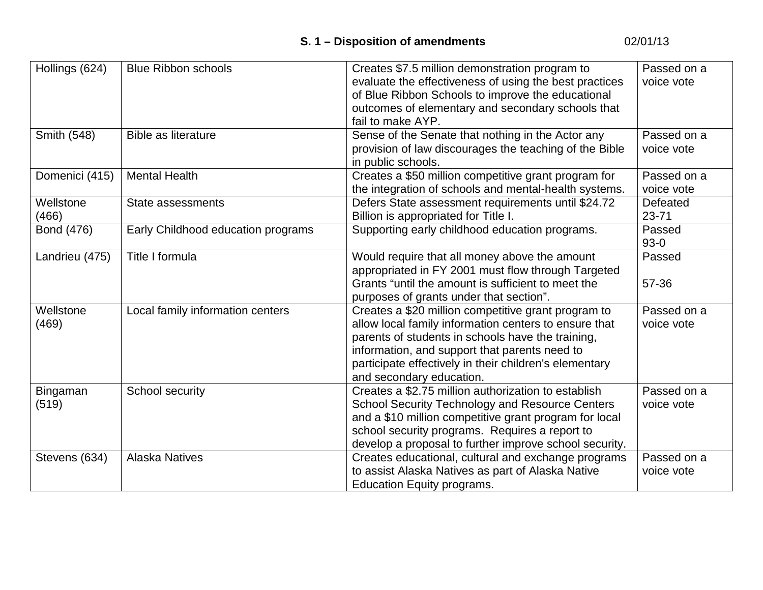**S. 1 – Disposition of amendments** 02/01/13

| | | | |
|---|---|---|---|
| Hollings (624) | Blue Ribbon schools | Creates $7.5 million demonstration program to evaluate the effectiveness of using the best practices of Blue Ribbon Schools to improve the educational outcomes of elementary and secondary schools that fail to make AYP. | Passed on a voice vote |
| Smith (548) | Bible as literature | Sense of the Senate that nothing in the Actor any provision of law discourages the teaching of the Bible in public schools. | Passed on a voice vote |
| Domenici (415) | Mental Health | Creates a $50 million competitive grant program for the integration of schools and mental-health systems. | Passed on a voice vote |
| Wellstone (466) | State assessments | Defers State assessment requirements until $24.72 Billion is appropriated for Title I. | Defeated 23-71 |
| Bond (476) | Early Childhood education programs | Supporting early childhood education programs. | Passed 93-0 |
| Landrieu (475) | Title I formula | Would require that all money above the amount appropriated in FY 2001 must flow through Targeted Grants "until the amount is sufficient to meet the purposes of grants under that section". | Passed 57-36 |
| Wellstone (469) | Local family information centers | Creates a $20 million competitive grant program to allow local family information centers to ensure that parents of students in schools have the training, information, and support that parents need to participate effectively in their children's elementary and secondary education. | Passed on a voice vote |
| Bingaman (519) | School security | Creates a $2.75 million authorization to establish School Security Technology and Resource Centers and a $10 million competitive grant program for local school security programs. Requires a report to develop a proposal to further improve school security. | Passed on a voice vote |
| Stevens (634) | Alaska Natives | Creates educational, cultural and exchange programs to assist Alaska Natives as part of Alaska Native Education Equity programs. | Passed on a voice vote |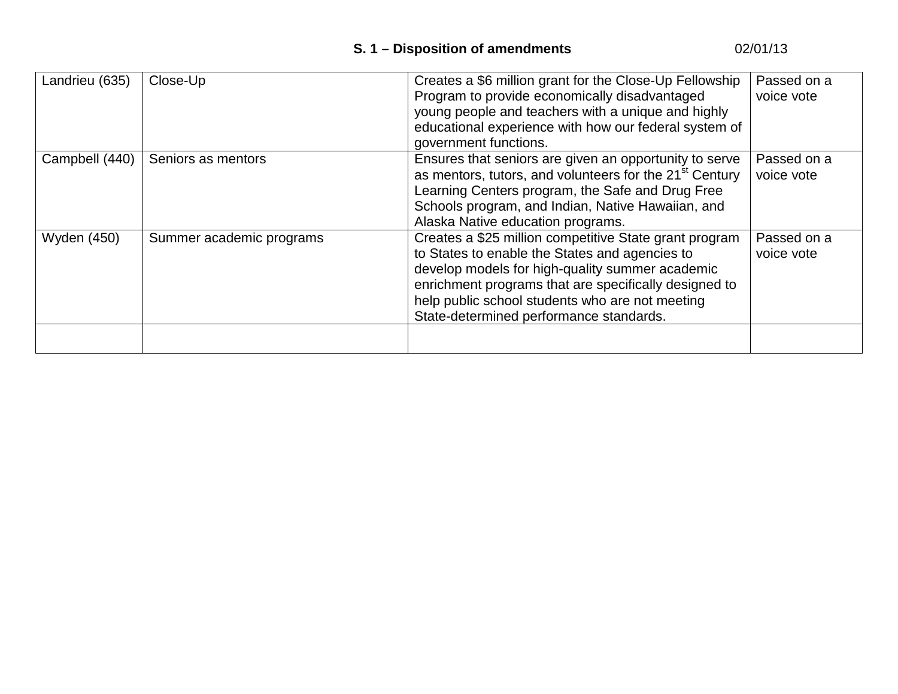**S. 1 – Disposition of amendments** 02/01/13

| | | | |
|---|---|---|---|
| Landrieu (635) | Close-Up | Creates a $6 million grant for the Close-Up Fellowship Program to provide economically disadvantaged young people and teachers with a unique and highly educational experience with how our federal system of government functions. | Passed on a voice vote |
| Campbell (440) | Seniors as mentors | Ensures that seniors are given an opportunity to serve as mentors, tutors, and volunteers for the 21st Century Learning Centers program, the Safe and Drug Free Schools program, and Indian, Native Hawaiian, and Alaska Native education programs. | Passed on a voice vote |
| Wyden (450) | Summer academic programs | Creates a $25 million competitive State grant program to States to enable the States and agencies to develop models for high-quality summer academic enrichment programs that are specifically designed to help public school students who are not meeting State-determined performance standards. | Passed on a voice vote |
| | | | |